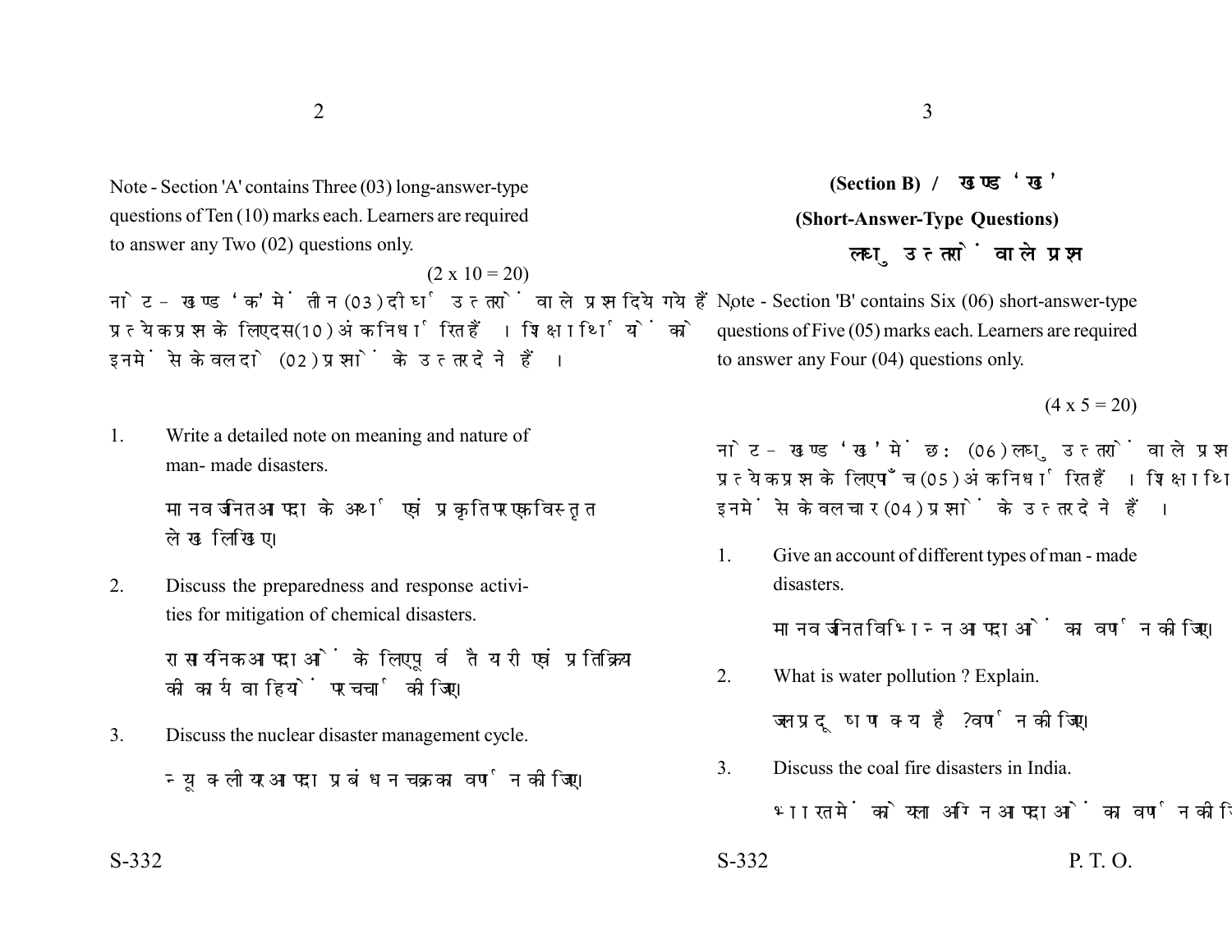Note - Section 'A' contains Three (03) long-answer-type questions of Ten (10) marks each. Learners are required to answer any Two (02) questions only.

(2 x 10 = 20)

नोट - खण्ड 'क' में तीन (03) दीर्घ उत्तरों वाले प्रश्न दिये गये हैं, प्रत्येक प्रश्न के लिए दस (10) अंक निर्धारित हैं। शिक्षार्थियों को इनमें से केवल दो (02) प्रश्नों के उत्तर देने हैं।

1. Write a detailed note on meaning and nature of man- made disasters.

   मानव जनित आपदा के अर्थ एवं प्रकृति पर एक विस्तृत लेख लिखिए।

2. Discuss the preparedness and response activities for mitigation of chemical disasters.

   रासायनिक आपदाओं के लिए पूर्व तैयारी एवं प्रतिक्रिया की कार्यवाहियों पर चर्चा कीजिए।

3. Discuss the nuclear disaster management cycle.

   न्यूक्लीय आपदा प्रबंधन चक्र का वर्णन कीजिए।

## (Section B) / खण्ड 'ख'

## (Short-Answer-Type Questions)

## लघु उत्तरों वाले प्रश्न

Note - Section 'B' contains Six (06) short-answer-type questions of Five (05) marks each. Learners are required to answer any Four (04) questions only.

(4 x 5 = 20)

नोट - खण्ड 'ख' में छः (06) लघु उत्तरों वाले प्रश्न दिये गये हैं, प्रत्येक प्रश्न के लिए पाँच (05) अंक निर्धारित हैं। शिक्षार्थियों को इनमें से केवल चार (04) प्रश्नों के उत्तर देने हैं।

1. Give an account of different types of man - made disasters.

   मानव जनित विभिन्न आपदाओं का वर्णन कीजिए।

2. What is water pollution ? Explain.

   जल प्रदूषण क्या है? वर्णन कीजिए।

3. Discuss the coal fire disasters in India.

   भारत में कोयला अग्नि आपदाओं का वर्णन कीजिए।

P. T. O.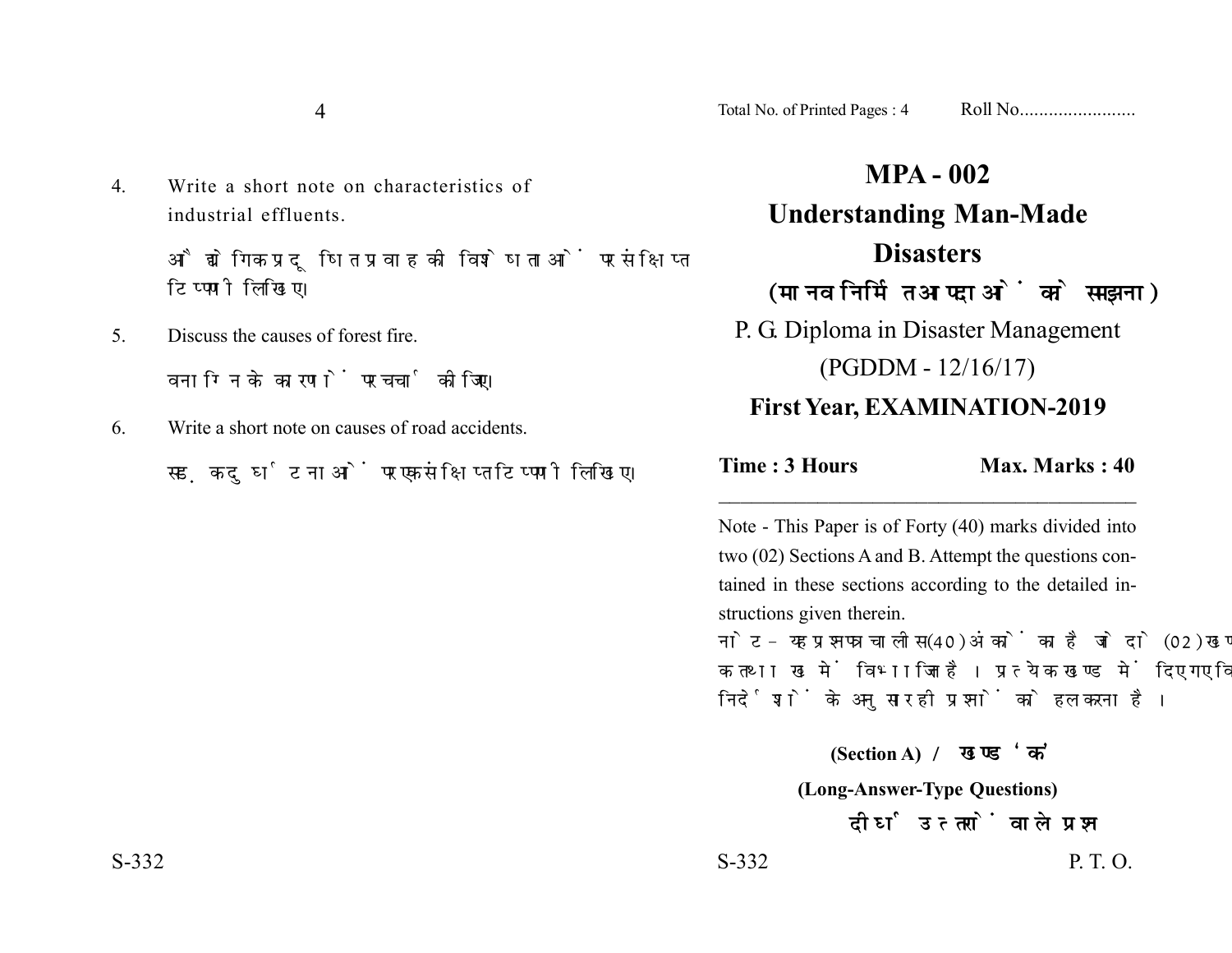4. Write a short note on characteristics of industrial effluents.

औद्योगिक प्रदूषित प्रवाह की विशेषताओं पर संक्षिप्त टिप्पणी लिखिए।

5. Discuss the causes of forest fire.

वनाग्नि के कारणों पर चर्चा कीजिए।

6. Write a short note on causes of road accidents.

सड़क दुर्घटनाओं पर एक संक्षिप्त टिप्पणी लिखिए।

S-332

# MPA - 002

# Understanding Man-Made Disasters

## (मानव निर्मित आपदाओं को समझना)

P. G. Diploma in Disaster Management

(PGDDM - 12/16/17)

**First Year, EXAMINATION-2019**

**Time : 3 Hours** **Max. Marks : 40**

Note - This Paper is of Forty (40) marks divided into two (02) Sections A and B. Attempt the questions contained in these sections according to the detailed instructions given therein.

नोट - यह प्रश्नपत्र चालीस (40) अंकों का है जो दो (02) खण्डों क तथा ख में विभाजित है। प्रत्येक खण्ड में दिए गए विस्तृत निर्देशों के अनुसार ही प्रश्नों को हल करना है।

**(Section A) / खण्ड 'क'**

**(Long-Answer-Type Questions)**

**दीर्घ उत्तरों वाले प्रश्न**

S-332 P. T. O.